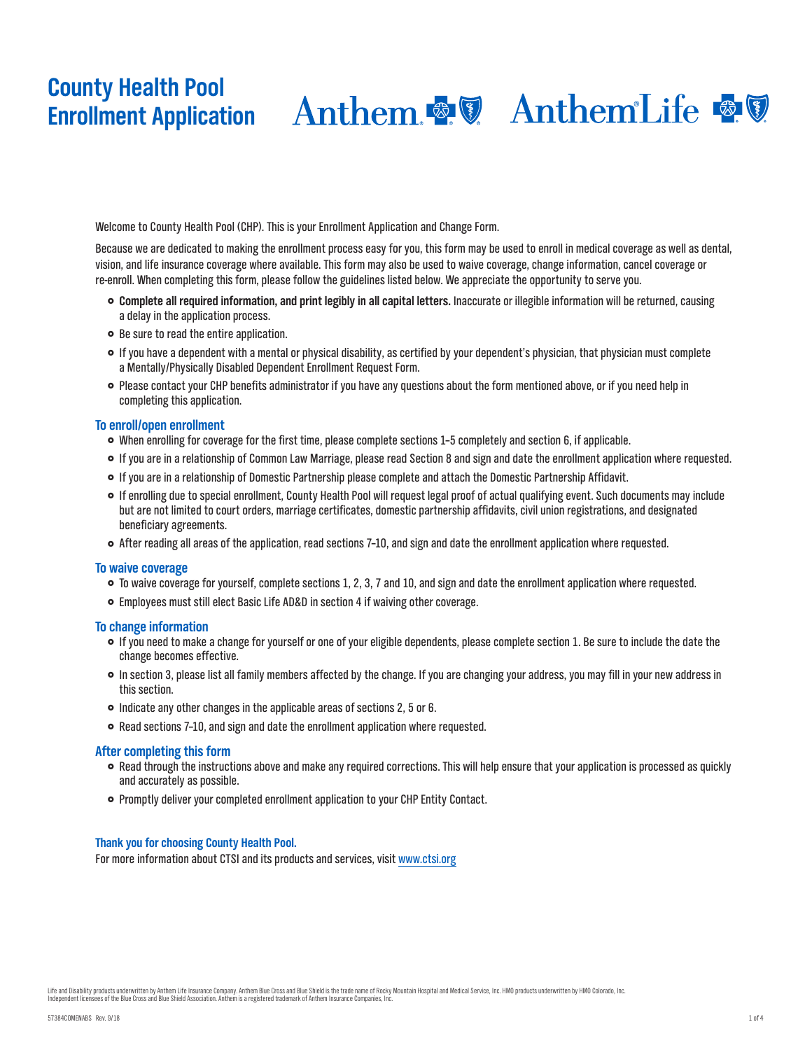# County Health Pool Enrollment Application

Anthem AnthemLife

Welcome to County Health Pool (CHP). This is your Enrollment Application and Change Form.

Because we are dedicated to making the enrollment process easy for you, this form may be used to enroll in medical coverage as well as dental, vision, and life insurance coverage where available. This form may also be used to waive coverage, change information, cancel coverage or re-enroll. When completing this form, please follow the guidelines listed below. We appreciate the opportunity to serve you.

- **Complete all required information, and print legibly in all capital letters.** Inaccurate or illegible information will be returned, causing a delay in the application process.
- Be sure to read the entire application.
- If you have a dependent with a mental or physical disability, as certified by your dependent's physician, that physician must complete a Mentally/Physically Disabled Dependent Enrollment Request Form.
- Please contact your CHP benefits administrator if you have any questions about the form mentioned above, or if you need help in completing this application.

## To enroll/open enrollment

- When enrolling for coverage for the first time, please complete sections 1–5 completely and section 6, if applicable.
- If you are in a relationship of Common Law Marriage, please read Section 8 and sign and date the enrollment application where requested.
- If you are in a relationship of Domestic Partnership please complete and attach the Domestic Partnership Affidavit.
- If enrolling due to special enrollment, County Health Pool will request legal proof of actual qualifying event. Such documents may include but are not limited to court orders, marriage certificates, domestic partnership affidavits, civil union registrations, and designated beneficiary agreements.
- After reading all areas of the application, read sections 7–10, and sign and date the enrollment application where requested.

## To waive coverage

- To waive coverage for yourself, complete sections 1, 2, 3, 7 and 10, and sign and date the enrollment application where requested.
- Employees must still elect Basic Life AD&D in section 4 if waiving other coverage.

## To change information

- If you need to make a change for yourself or one of your eligible dependents, please complete section 1. Be sure to include the date the change becomes effective.
- In section 3, please list all family members affected by the change. If you are changing your address, you may fill in your new address in this section.
- Indicate any other changes in the applicable areas of sections 2, 5 or 6.
- Read sections 7–10, and sign and date the enrollment application where requested.

## After completing this form

- Read through the instructions above and make any required corrections. This will help ensure that your application is processed as quickly and accurately as possible.
- Promptly deliver your completed enrollment application to your CHP Entity Contact.

**Thank you for choosing County Health Pool.**

For more information about CTSI and its products and services, visit www.ctsi.org

Life and Disability products underwritten by Anthem Life Insurance Company. Anthem Blue Cross and Blue Shield is the trade name of Rocky Mountain Hospital and Medical Service, Inc. HMO products underwritten by HMO Colorado, Inc. Independent licensees of the Blue Cross and Blue Shield Association. Anthem is a registered trademark of Anthem Insurance Companies, Inc.

57384COMENABS Rev. 9/18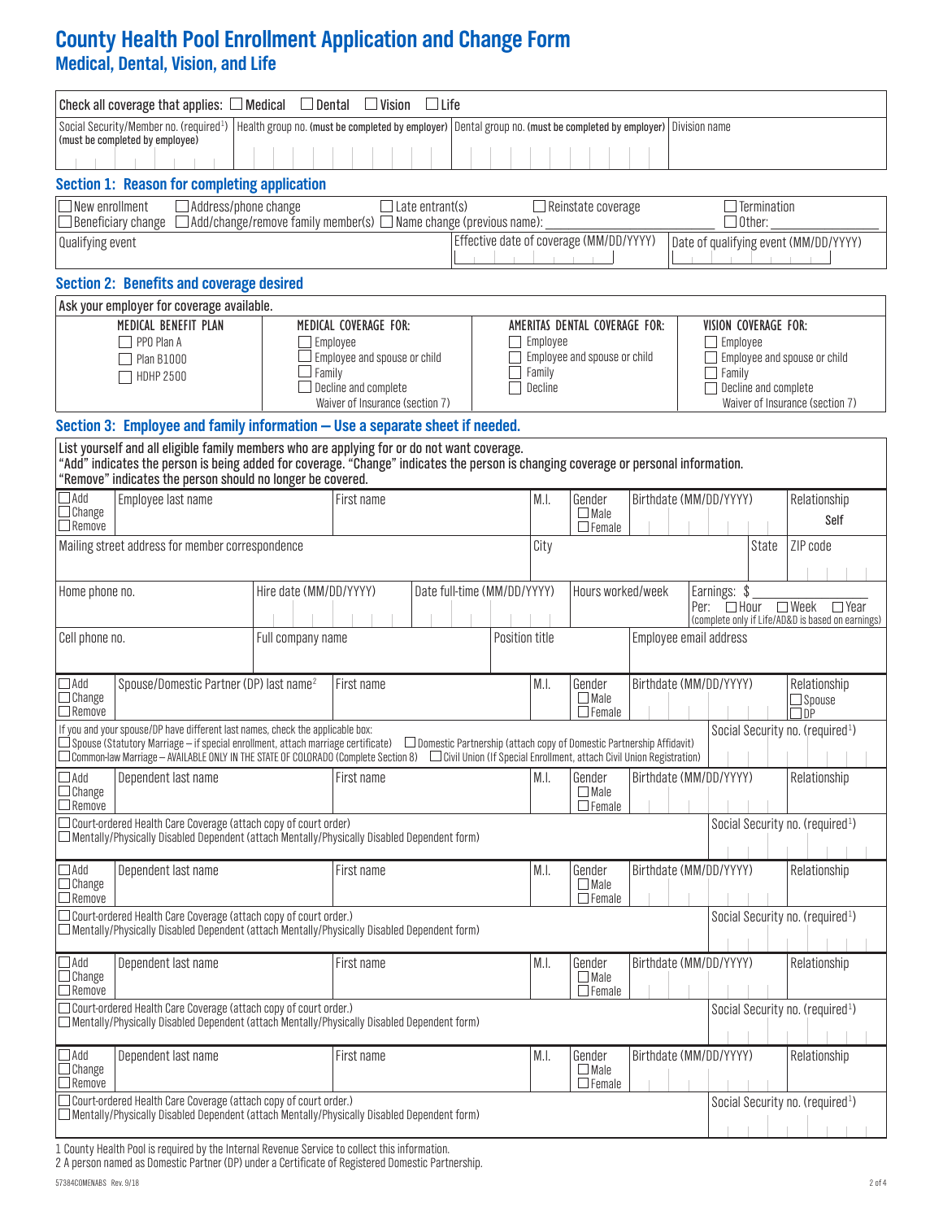# County Health Pool Enrollment Application and Change Form

## Medical, Dental, Vision, and Life

Check all coverage that applies: ☐ Medical ☐ Dental ☐ Vision ☐ Life

| Social Security/Member no. (required[1]) (must be completed by employee) | Health group no. (must be completed by employer) | Dental group no. (must be completed by employer) | Division name |
|---|---|---|---|
| | | | |

### Section 1: Reason for completing application

| | | |
|---|---|---|
| ☐ New enrollment ☐ Address/phone change ☐ Late entrant(s) ☐ Reinstate coverage ☐ Termination | | |
| ☐ Beneficiary change ☐ Add/change/remove family member(s) ☐ Name change (previous name): ____ ☐ Other: ____ | | |
| Qualifying event | Effective date of coverage (MM/DD/YYYY) | Date of qualifying event (MM/DD/YYYY) |

### Section 2: Benefits and coverage desired

Ask your employer for coverage available.

| MEDICAL BENEFIT PLAN | MEDICAL COVERAGE FOR: | AMERITAS DENTAL COVERAGE FOR: | VISION COVERAGE FOR: |
|---|---|---|---|
| ☐ PPO Plan A | ☐ Employee | ☐ Employee | ☐ Employee |
| ☐ Plan B1000 | ☐ Employee and spouse or child | ☐ Employee and spouse or child | ☐ Employee and spouse or child |
| ☐ HDHP 2500 | ☐ Family | ☐ Family | ☐ Family |
| | ☐ Decline and complete Waiver of Insurance (section 7) | ☐ Decline | ☐ Decline and complete Waiver of Insurance (section 7) |

### Section 3: Employee and family information — Use a separate sheet if needed.

List yourself and all eligible family members who are applying for or do not want coverage.
"Add" indicates the person is being added for coverage. "Change" indicates the person is changing coverage or personal information.
"Remove" indicates the person should no longer be covered.

| ☐ Add ☐ Change ☐ Remove | Employee last name | First name | M.I. | Gender ☐ Male ☐ Female | Birthdate (MM/DD/YYYY) | Relationship Self |
|---|---|---|---|---|---|---|
| Mailing street address for member correspondence | | | City | | State | ZIP code |
| Home phone no. | Hire date (MM/DD/YYYY) | Date full-time (MM/DD/YYYY) | Hours worked/week | Earnings: $ ____ Per: ☐ Hour ☐ Week ☐ Year (complete only if Life/AD&D is based on earnings) | | |
| Cell phone no. | Full company name | | Position title | Employee email address | | |

| ☐ Add ☐ Change ☐ Remove | Spouse/Domestic Partner (DP) last name[2] | First name | M.I. | Gender ☐ Male ☐ Female | Birthdate (MM/DD/YYYY) | Relationship ☐ Spouse ☐ DP |
|---|---|---|---|---|---|---|

If you and your spouse/DP have different last names, check the applicable box:
☐ Spouse (Statutory Marriage – if special enrollment, attach marriage certificate) ☐ Domestic Partnership (attach copy of Domestic Partnership Affidavit)
☐ Common-law Marriage – AVAILABLE ONLY IN THE STATE OF COLORADO (Complete Section 8) ☐ Civil Union (If Special Enrollment, attach Civil Union Registration)
Social Security no. (required[1])

| ☐ Add ☐ Change ☐ Remove | Dependent last name | First name | M.I. | Gender ☐ Male ☐ Female | Birthdate (MM/DD/YYYY) | Relationship |
|---|---|---|---|---|---|---|

☐ Court-ordered Health Care Coverage (attach copy of court order)
☐ Mentally/Physically Disabled Dependent (attach Mentally/Physically Disabled Dependent form)
Social Security no. (required[1])

| ☐ Add ☐ Change ☐ Remove | Dependent last name | First name | M.I. | Gender ☐ Male ☐ Female | Birthdate (MM/DD/YYYY) | Relationship |
|---|---|---|---|---|---|---|

☐ Court-ordered Health Care Coverage (attach copy of court order.)
☐ Mentally/Physically Disabled Dependent (attach Mentally/Physically Disabled Dependent form)
Social Security no. (required[1])

| ☐ Add ☐ Change ☐ Remove | Dependent last name | First name | M.I. | Gender ☐ Male ☐ Female | Birthdate (MM/DD/YYYY) | Relationship |
|---|---|---|---|---|---|---|

☐ Court-ordered Health Care Coverage (attach copy of court order.)
☐ Mentally/Physically Disabled Dependent (attach Mentally/Physically Disabled Dependent form)
Social Security no. (required[1])

| ☐ Add ☐ Change ☐ Remove | Dependent last name | First name | M.I. | Gender ☐ Male ☐ Female | Birthdate (MM/DD/YYYY) | Relationship |
|---|---|---|---|---|---|---|

☐ Court-ordered Health Care Coverage (attach copy of court order.)
☐ Mentally/Physically Disabled Dependent (attach Mentally/Physically Disabled Dependent form)
Social Security no. (required[1])

1 County Health Pool is required by the Internal Revenue Service to collect this information.
2 A person named as Domestic Partner (DP) under a Certificate of Registered Domestic Partnership.

57384COMENABS Rev. 9/18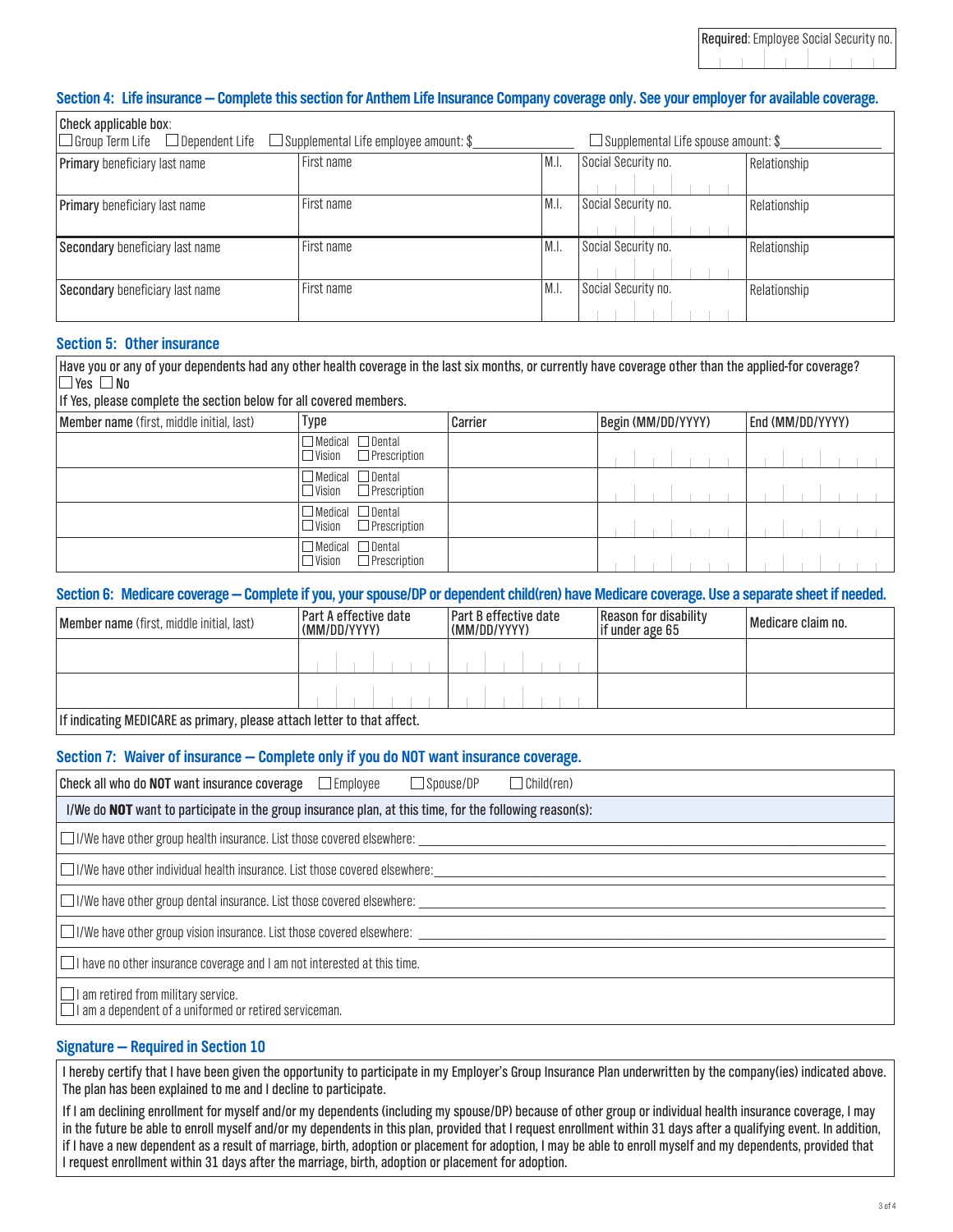**Required**: Employee Social Security no.

## Section 4: Life insurance — Complete this section for Anthem Life Insurance Company coverage only. See your employer for available coverage.

Check applicable box:
☐ Group Term Life ☐ Dependent Life ☐ Supplemental Life employee amount: $__________ ☐ Supplemental Life spouse amount: $__________

| | First name | M.I. | Social Security no. | Relationship |
|---|---|---|---|---|
| **Primary** beneficiary last name | | | | |
| **Primary** beneficiary last name | | | | |
| **Secondary** beneficiary last name | | | | |
| **Secondary** beneficiary last name | | | | |

## Section 5: Other insurance

Have you or any of your dependents had any other health coverage in the last six months, or currently have coverage other than the applied-for coverage?
☐ Yes ☐ No
If Yes, please complete the section below for all covered members.

| **Member name** (first, middle initial, last) | Type | Carrier | Begin (MM/DD/YYYY) | End (MM/DD/YYYY) |
|---|---|---|---|---|
| | ☐ Medical ☐ Dental ☐ Vision ☐ Prescription | | | |
| | ☐ Medical ☐ Dental ☐ Vision ☐ Prescription | | | |
| | ☐ Medical ☐ Dental ☐ Vision ☐ Prescription | | | |
| | ☐ Medical ☐ Dental ☐ Vision ☐ Prescription | | | |

## Section 6: Medicare coverage — Complete if you, your spouse/DP or dependent child(ren) have Medicare coverage. Use a separate sheet if needed.

| **Member name** (first, middle initial, last) | Part A effective date (MM/DD/YYYY) | Part B effective date (MM/DD/YYYY) | Reason for disability if under age 65 | Medicare claim no. |
|---|---|---|---|---|
| | | | | |
| | | | | |

If indicating MEDICARE as primary, please attach letter to that affect.

## Section 7: Waiver of insurance — Complete only if you do NOT want insurance coverage.

Check all who do **NOT** want insurance coverage ☐ Employee ☐ Spouse/DP ☐ Child(ren)

I/We do **NOT** want to participate in the group insurance plan, at this time, for the following reason(s):

☐ I/We have other group health insurance. List those covered elsewhere: ______________________________

☐ I/We have other individual health insurance. List those covered elsewhere: ______________________________

☐ I/We have other group dental insurance. List those covered elsewhere: ______________________________

☐ I/We have other group vision insurance. List those covered elsewhere: ______________________________

☐ I have no other insurance coverage and I am not interested at this time.

☐ I am retired from military service.
☐ I am a dependent of a uniformed or retired serviceman.

## Signature — Required in Section 10

I hereby certify that I have been given the opportunity to participate in my Employer's Group Insurance Plan underwritten by the company(ies) indicated above. The plan has been explained to me and I decline to participate.

If I am declining enrollment for myself and/or my dependents (including my spouse/DP) because of other group or individual health insurance coverage, I may in the future be able to enroll myself and/or my dependents in this plan, provided that I request enrollment within 31 days after a qualifying event. In addition, if I have a new dependent as a result of marriage, birth, adoption or placement for adoption, I may be able to enroll myself and my dependents, provided that I request enrollment within 31 days after the marriage, birth, adoption or placement for adoption.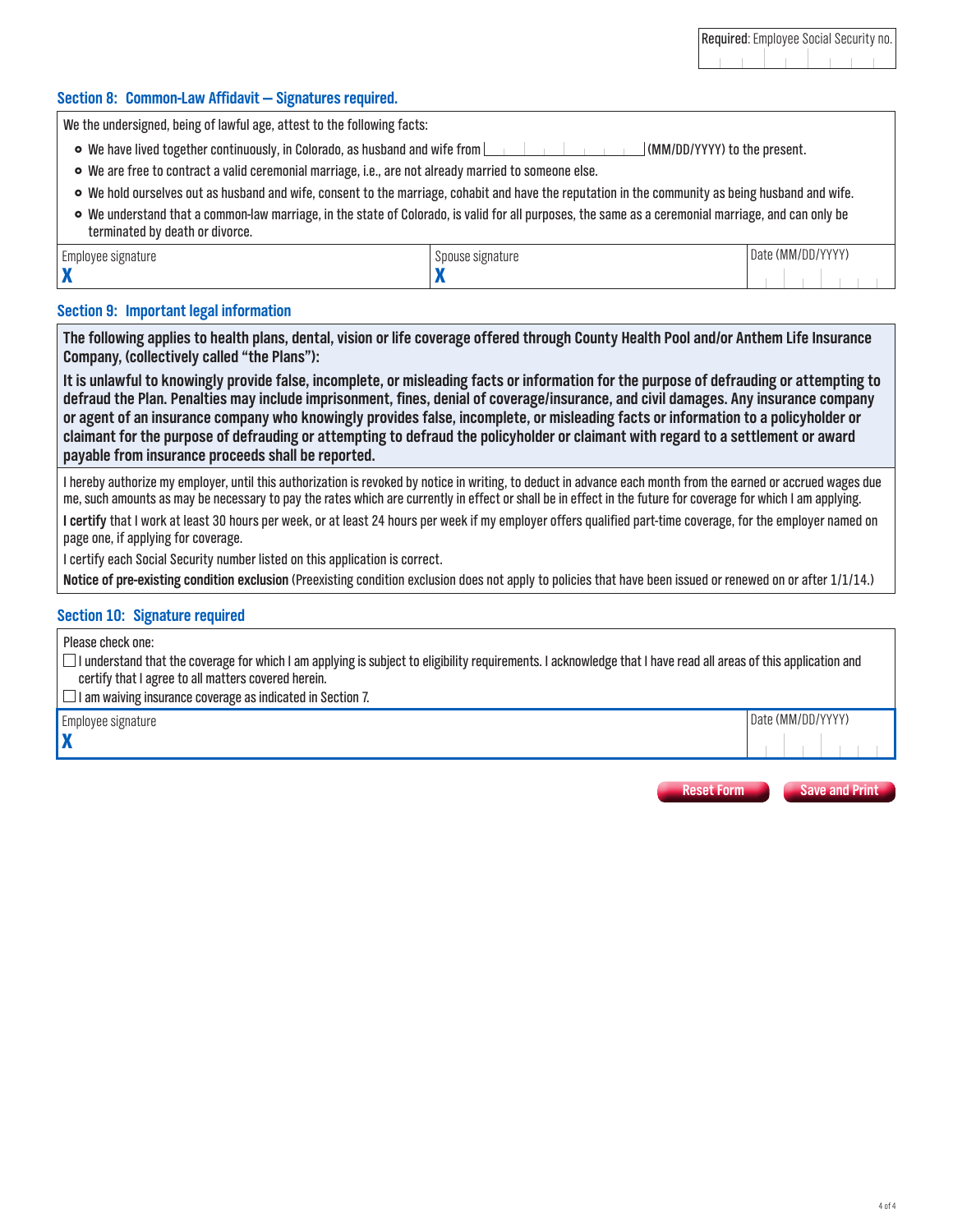**Required**: Employee Social Security no.

## Section 8: Common-Law Affidavit — Signatures required.

We the undersigned, being of lawful age, attest to the following facts:

- We have lived together continuously, in Colorado, as husband and wife from ____________ (MM/DD/YYYY) to the present.
- We are free to contract a valid ceremonial marriage, i.e., are not already married to someone else.
- We hold ourselves out as husband and wife, consent to the marriage, cohabit and have the reputation in the community as being husband and wife.
- We understand that a common-law marriage, in the state of Colorado, is valid for all purposes, the same as a ceremonial marriage, and can only be terminated by death or divorce.

| Employee signature | Spouse signature | Date (MM/DD/YYYY) |
|---|---|---|
| X | X | |

## Section 9: Important legal information

**The following applies to health plans, dental, vision or life coverage offered through County Health Pool and/or Anthem Life Insurance Company, (collectively called "the Plans"):**

**It is unlawful to knowingly provide false, incomplete, or misleading facts or information for the purpose of defrauding or attempting to defraud the Plan. Penalties may include imprisonment, fines, denial of coverage/insurance, and civil damages. Any insurance company or agent of an insurance company who knowingly provides false, incomplete, or misleading facts or information to a policyholder or claimant for the purpose of defrauding or attempting to defraud the policyholder or claimant with regard to a settlement or award payable from insurance proceeds shall be reported.**

I hereby authorize my employer, until this authorization is revoked by notice in writing, to deduct in advance each month from the earned or accrued wages due me, such amounts as may be necessary to pay the rates which are currently in effect or shall be in effect in the future for coverage for which I am applying.

**I certify** that I work at least 30 hours per week, or at least 24 hours per week if my employer offers qualified part-time coverage, for the employer named on page one, if applying for coverage.

I certify each Social Security number listed on this application is correct.

**Notice of pre-existing condition exclusion** (Preexisting condition exclusion does not apply to policies that have been issued or renewed on or after 1/1/14.)

## Section 10: Signature required

Please check one:

- ☐ I understand that the coverage for which I am applying is subject to eligibility requirements. I acknowledge that I have read all areas of this application and certify that I agree to all matters covered herein.
- ☐ I am waiving insurance coverage as indicated in Section 7.

| Employee signature | Date (MM/DD/YYYY) |
|---|---|
| X | |

Reset Form | Save and Print